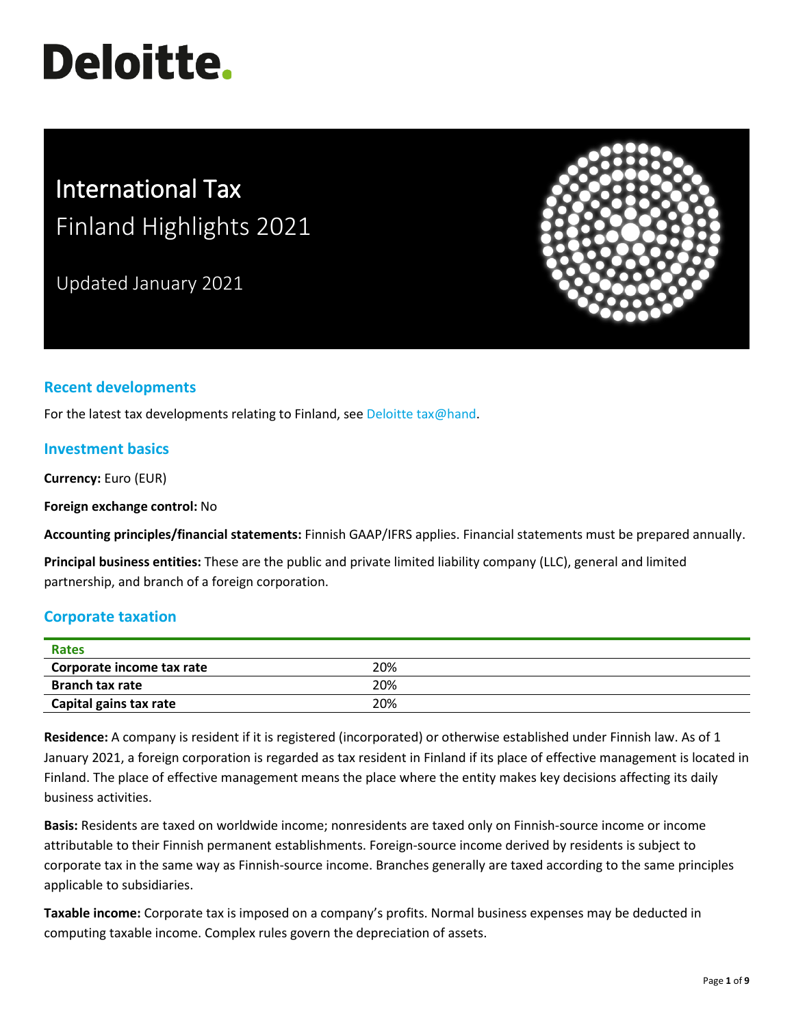Deloitte.

# International Tax
# Finland Highlights 2021

Updated January 2021

## Recent developments

For the latest tax developments relating to Finland, see Deloitte tax@hand.

## Investment basics

**Currency:** Euro (EUR)

**Foreign exchange control:** No

**Accounting principles/financial statements:** Finnish GAAP/IFRS applies. Financial statements must be prepared annually.

**Principal business entities:** These are the public and private limited liability company (LLC), general and limited partnership, and branch of a foreign corporation.

## Corporate taxation

| Rates | |
|---|---|
| **Corporate income tax rate** | 20% |
| **Branch tax rate** | 20% |
| **Capital gains tax rate** | 20% |

**Residence:** A company is resident if it is registered (incorporated) or otherwise established under Finnish law. As of 1 January 2021, a foreign corporation is regarded as tax resident in Finland if its place of effective management is located in Finland. The place of effective management means the place where the entity makes key decisions affecting its daily business activities.

**Basis:** Residents are taxed on worldwide income; nonresidents are taxed only on Finnish-source income or income attributable to their Finnish permanent establishments. Foreign-source income derived by residents is subject to corporate tax in the same way as Finnish-source income. Branches generally are taxed according to the same principles applicable to subsidiaries.

**Taxable income:** Corporate tax is imposed on a company's profits. Normal business expenses may be deducted in computing taxable income. Complex rules govern the depreciation of assets.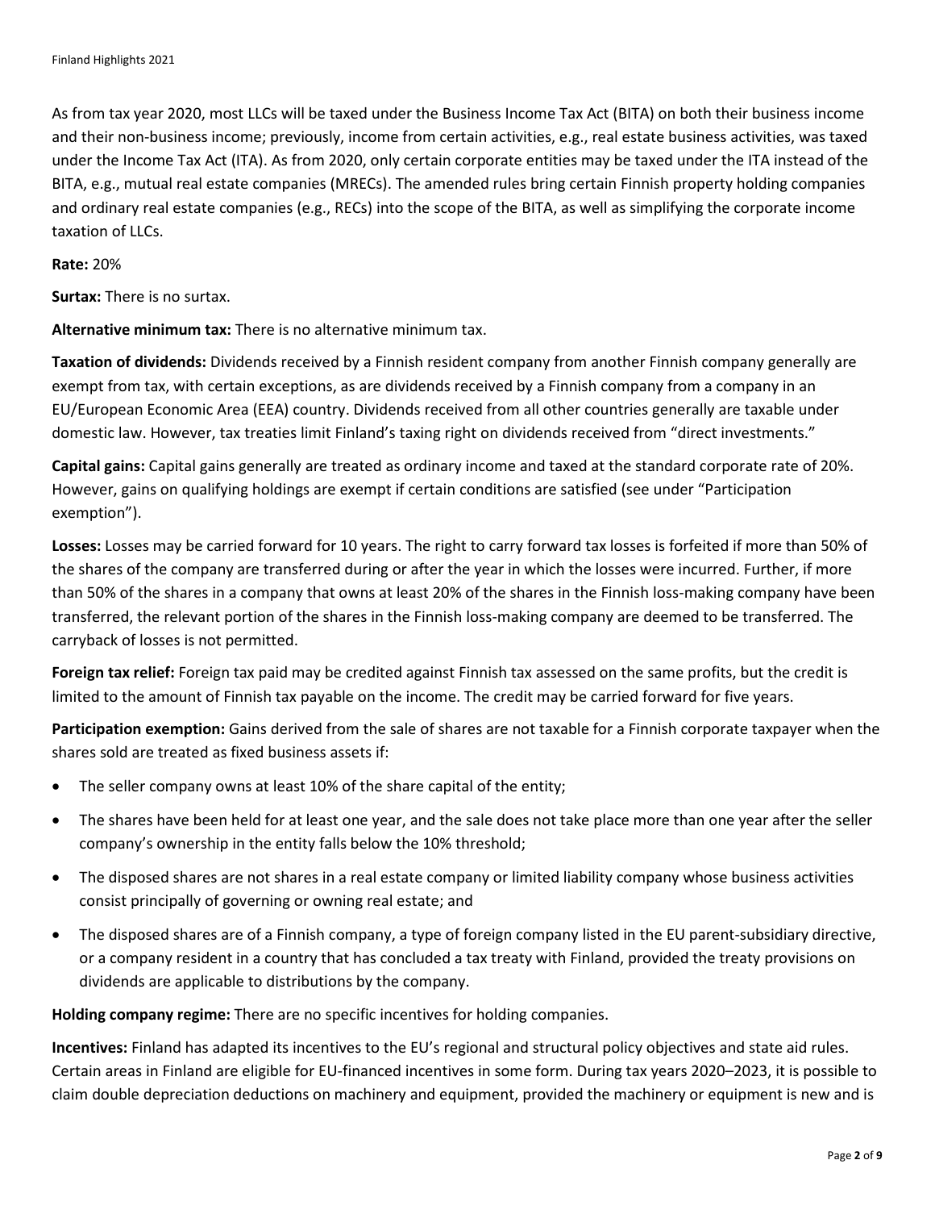As from tax year 2020, most LLCs will be taxed under the Business Income Tax Act (BITA) on both their business income and their non-business income; previously, income from certain activities, e.g., real estate business activities, was taxed under the Income Tax Act (ITA). As from 2020, only certain corporate entities may be taxed under the ITA instead of the BITA, e.g., mutual real estate companies (MRECs). The amended rules bring certain Finnish property holding companies and ordinary real estate companies (e.g., RECs) into the scope of the BITA, as well as simplifying the corporate income taxation of LLCs.

**Rate:** 20%

**Surtax:** There is no surtax.

**Alternative minimum tax:** There is no alternative minimum tax.

**Taxation of dividends:** Dividends received by a Finnish resident company from another Finnish company generally are exempt from tax, with certain exceptions, as are dividends received by a Finnish company from a company in an EU/European Economic Area (EEA) country. Dividends received from all other countries generally are taxable under domestic law. However, tax treaties limit Finland's taxing right on dividends received from "direct investments."

**Capital gains:** Capital gains generally are treated as ordinary income and taxed at the standard corporate rate of 20%. However, gains on qualifying holdings are exempt if certain conditions are satisfied (see under "Participation exemption").

**Losses:** Losses may be carried forward for 10 years. The right to carry forward tax losses is forfeited if more than 50% of the shares of the company are transferred during or after the year in which the losses were incurred. Further, if more than 50% of the shares in a company that owns at least 20% of the shares in the Finnish loss-making company have been transferred, the relevant portion of the shares in the Finnish loss-making company are deemed to be transferred. The carryback of losses is not permitted.

**Foreign tax relief:** Foreign tax paid may be credited against Finnish tax assessed on the same profits, but the credit is limited to the amount of Finnish tax payable on the income. The credit may be carried forward for five years.

**Participation exemption:** Gains derived from the sale of shares are not taxable for a Finnish corporate taxpayer when the shares sold are treated as fixed business assets if:

- The seller company owns at least 10% of the share capital of the entity;
- The shares have been held for at least one year, and the sale does not take place more than one year after the seller company's ownership in the entity falls below the 10% threshold;
- The disposed shares are not shares in a real estate company or limited liability company whose business activities consist principally of governing or owning real estate; and
- The disposed shares are of a Finnish company, a type of foreign company listed in the EU parent-subsidiary directive, or a company resident in a country that has concluded a tax treaty with Finland, provided the treaty provisions on dividends are applicable to distributions by the company.

**Holding company regime:** There are no specific incentives for holding companies.

**Incentives:** Finland has adapted its incentives to the EU's regional and structural policy objectives and state aid rules. Certain areas in Finland are eligible for EU-financed incentives in some form. During tax years 2020–2023, it is possible to claim double depreciation deductions on machinery and equipment, provided the machinery or equipment is new and is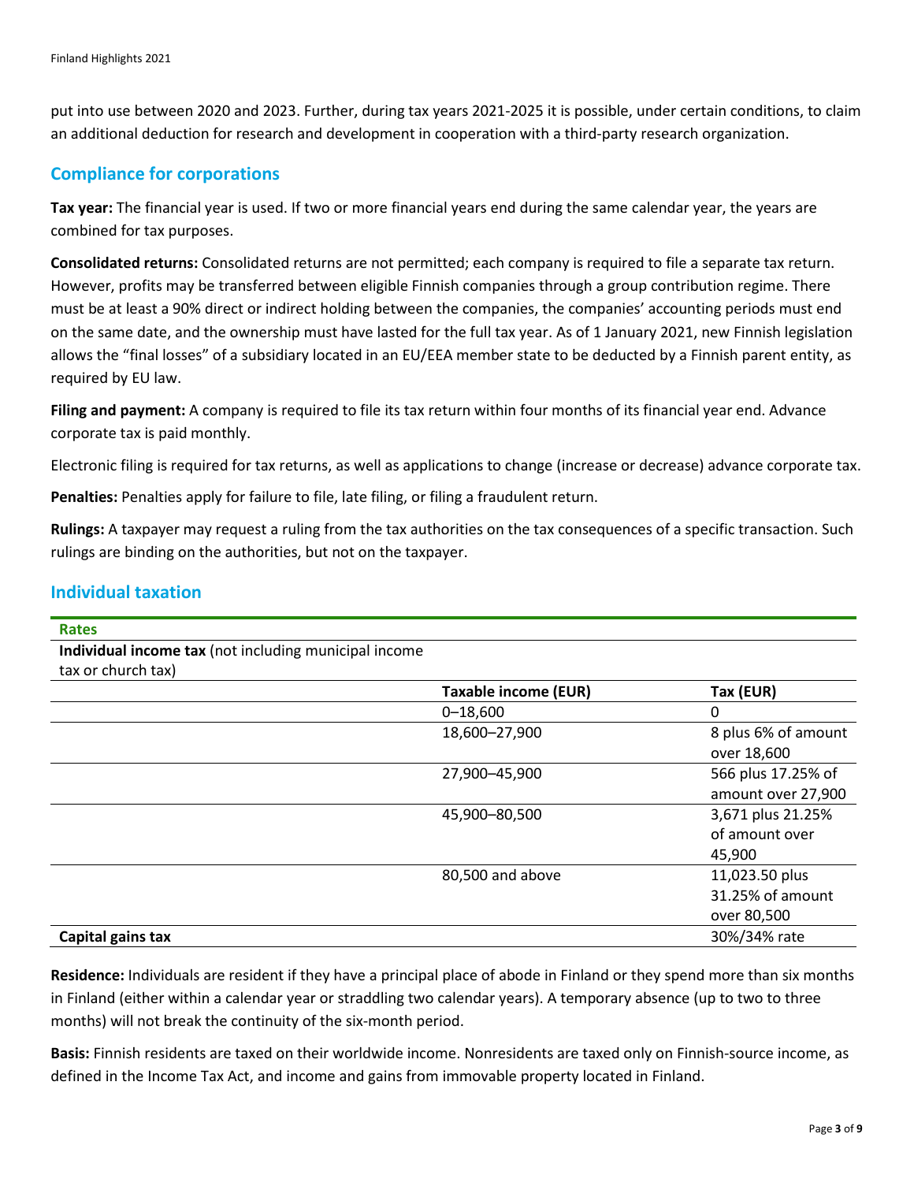put into use between 2020 and 2023. Further, during tax years 2021-2025 it is possible, under certain conditions, to claim an additional deduction for research and development in cooperation with a third-party research organization.

## Compliance for corporations

**Tax year:** The financial year is used. If two or more financial years end during the same calendar year, the years are combined for tax purposes.

**Consolidated returns:** Consolidated returns are not permitted; each company is required to file a separate tax return. However, profits may be transferred between eligible Finnish companies through a group contribution regime. There must be at least a 90% direct or indirect holding between the companies, the companies' accounting periods must end on the same date, and the ownership must have lasted for the full tax year. As of 1 January 2021, new Finnish legislation allows the "final losses" of a subsidiary located in an EU/EEA member state to be deducted by a Finnish parent entity, as required by EU law.

**Filing and payment:** A company is required to file its tax return within four months of its financial year end. Advance corporate tax is paid monthly.

Electronic filing is required for tax returns, as well as applications to change (increase or decrease) advance corporate tax.

**Penalties:** Penalties apply for failure to file, late filing, or filing a fraudulent return.

**Rulings:** A taxpayer may request a ruling from the tax authorities on the tax consequences of a specific transaction. Such rulings are binding on the authorities, but not on the taxpayer.

## Individual taxation

| Rates | | |
|---|---|---|
| **Individual income tax** (not including municipal income tax or church tax) | | |
| | **Taxable income (EUR)** | **Tax (EUR)** |
| | 0–18,600 | 0 |
| | 18,600–27,900 | 8 plus 6% of amount over 18,600 |
| | 27,900–45,900 | 566 plus 17.25% of amount over 27,900 |
| | 45,900–80,500 | 3,671 plus 21.25% of amount over 45,900 |
| | 80,500 and above | 11,023.50 plus 31.25% of amount over 80,500 |
| **Capital gains tax** | | 30%/34% rate |

**Residence:** Individuals are resident if they have a principal place of abode in Finland or they spend more than six months in Finland (either within a calendar year or straddling two calendar years). A temporary absence (up to two to three months) will not break the continuity of the six-month period.

**Basis:** Finnish residents are taxed on their worldwide income. Nonresidents are taxed only on Finnish-source income, as defined in the Income Tax Act, and income and gains from immovable property located in Finland.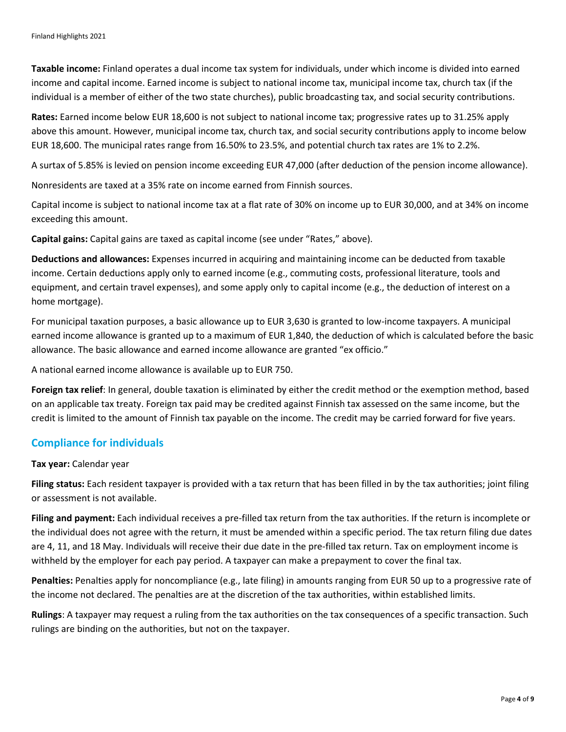**Taxable income:** Finland operates a dual income tax system for individuals, under which income is divided into earned income and capital income. Earned income is subject to national income tax, municipal income tax, church tax (if the individual is a member of either of the two state churches), public broadcasting tax, and social security contributions.

**Rates:** Earned income below EUR 18,600 is not subject to national income tax; progressive rates up to 31.25% apply above this amount. However, municipal income tax, church tax, and social security contributions apply to income below EUR 18,600. The municipal rates range from 16.50% to 23.5%, and potential church tax rates are 1% to 2.2%.

A surtax of 5.85% is levied on pension income exceeding EUR 47,000 (after deduction of the pension income allowance).

Nonresidents are taxed at a 35% rate on income earned from Finnish sources.

Capital income is subject to national income tax at a flat rate of 30% on income up to EUR 30,000, and at 34% on income exceeding this amount.

**Capital gains:** Capital gains are taxed as capital income (see under "Rates," above).

**Deductions and allowances:** Expenses incurred in acquiring and maintaining income can be deducted from taxable income. Certain deductions apply only to earned income (e.g., commuting costs, professional literature, tools and equipment, and certain travel expenses), and some apply only to capital income (e.g., the deduction of interest on a home mortgage).

For municipal taxation purposes, a basic allowance up to EUR 3,630 is granted to low-income taxpayers. A municipal earned income allowance is granted up to a maximum of EUR 1,840, the deduction of which is calculated before the basic allowance. The basic allowance and earned income allowance are granted "ex officio."

A national earned income allowance is available up to EUR 750.

**Foreign tax relief**: In general, double taxation is eliminated by either the credit method or the exemption method, based on an applicable tax treaty. Foreign tax paid may be credited against Finnish tax assessed on the same income, but the credit is limited to the amount of Finnish tax payable on the income. The credit may be carried forward for five years.

## Compliance for individuals

**Tax year:** Calendar year

**Filing status:** Each resident taxpayer is provided with a tax return that has been filled in by the tax authorities; joint filing or assessment is not available.

**Filing and payment:** Each individual receives a pre-filled tax return from the tax authorities. If the return is incomplete or the individual does not agree with the return, it must be amended within a specific period. The tax return filing due dates are 4, 11, and 18 May. Individuals will receive their due date in the pre-filled tax return. Tax on employment income is withheld by the employer for each pay period. A taxpayer can make a prepayment to cover the final tax.

**Penalties:** Penalties apply for noncompliance (e.g., late filing) in amounts ranging from EUR 50 up to a progressive rate of the income not declared. The penalties are at the discretion of the tax authorities, within established limits.

**Rulings**: A taxpayer may request a ruling from the tax authorities on the tax consequences of a specific transaction. Such rulings are binding on the authorities, but not on the taxpayer.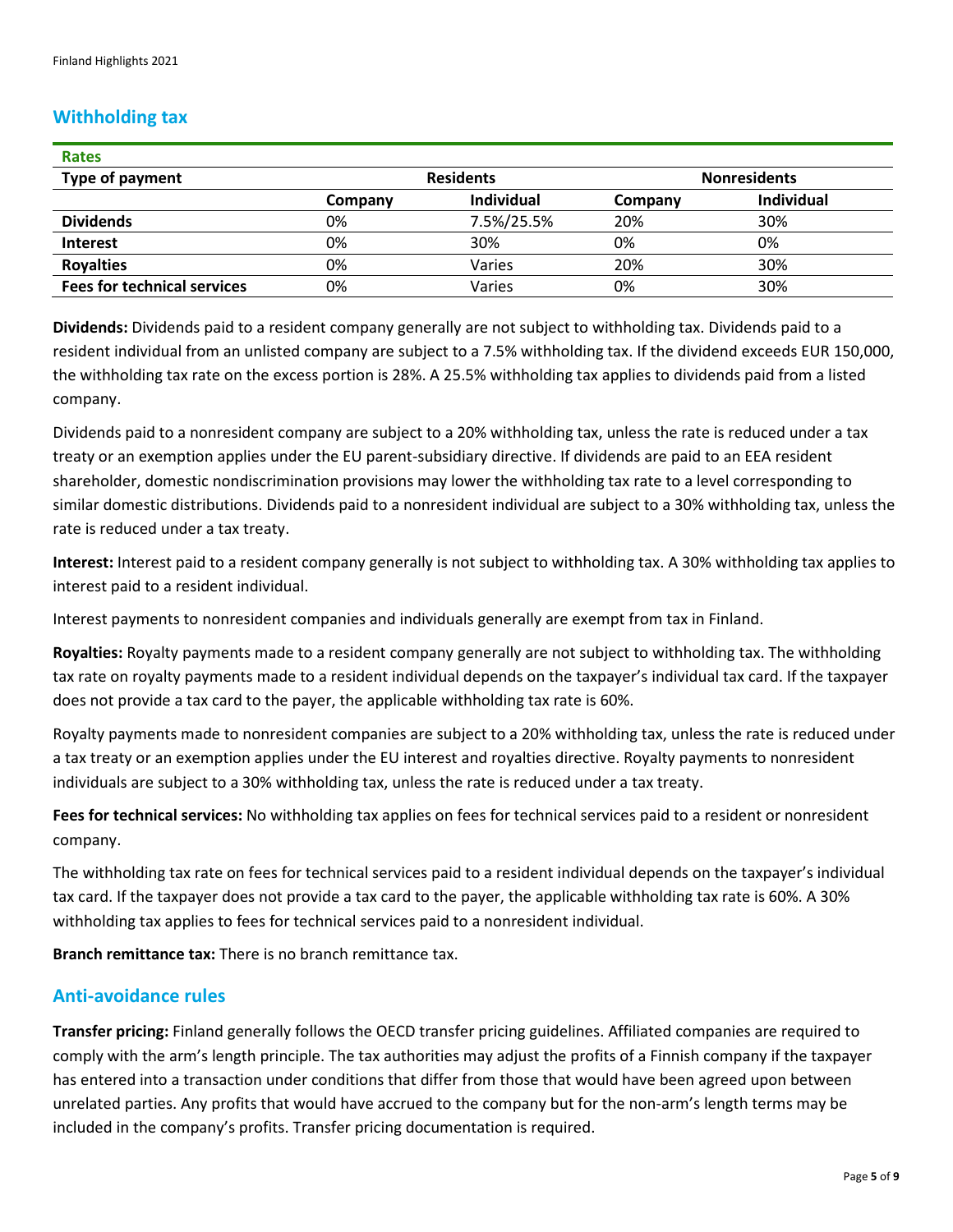## Withholding tax

| Rates | | | | |
|---|---|---|---|---|
| **Type of payment** | **Residents** | | **Nonresidents** | |
| | **Company** | **Individual** | **Company** | **Individual** |
| **Dividends** | 0% | 7.5%/25.5% | 20% | 30% |
| **Interest** | 0% | 30% | 0% | 0% |
| **Royalties** | 0% | Varies | 20% | 30% |
| **Fees for technical services** | 0% | Varies | 0% | 30% |

**Dividends:** Dividends paid to a resident company generally are not subject to withholding tax. Dividends paid to a resident individual from an unlisted company are subject to a 7.5% withholding tax. If the dividend exceeds EUR 150,000, the withholding tax rate on the excess portion is 28%. A 25.5% withholding tax applies to dividends paid from a listed company.

Dividends paid to a nonresident company are subject to a 20% withholding tax, unless the rate is reduced under a tax treaty or an exemption applies under the EU parent-subsidiary directive. If dividends are paid to an EEA resident shareholder, domestic nondiscrimination provisions may lower the withholding tax rate to a level corresponding to similar domestic distributions. Dividends paid to a nonresident individual are subject to a 30% withholding tax, unless the rate is reduced under a tax treaty.

**Interest:** Interest paid to a resident company generally is not subject to withholding tax. A 30% withholding tax applies to interest paid to a resident individual.

Interest payments to nonresident companies and individuals generally are exempt from tax in Finland.

**Royalties:** Royalty payments made to a resident company generally are not subject to withholding tax. The withholding tax rate on royalty payments made to a resident individual depends on the taxpayer's individual tax card. If the taxpayer does not provide a tax card to the payer, the applicable withholding tax rate is 60%.

Royalty payments made to nonresident companies are subject to a 20% withholding tax, unless the rate is reduced under a tax treaty or an exemption applies under the EU interest and royalties directive. Royalty payments to nonresident individuals are subject to a 30% withholding tax, unless the rate is reduced under a tax treaty.

**Fees for technical services:** No withholding tax applies on fees for technical services paid to a resident or nonresident company.

The withholding tax rate on fees for technical services paid to a resident individual depends on the taxpayer's individual tax card. If the taxpayer does not provide a tax card to the payer, the applicable withholding tax rate is 60%. A 30% withholding tax applies to fees for technical services paid to a nonresident individual.

**Branch remittance tax:** There is no branch remittance tax.

## Anti-avoidance rules

**Transfer pricing:** Finland generally follows the OECD transfer pricing guidelines. Affiliated companies are required to comply with the arm's length principle. The tax authorities may adjust the profits of a Finnish company if the taxpayer has entered into a transaction under conditions that differ from those that would have been agreed upon between unrelated parties. Any profits that would have accrued to the company but for the non-arm's length terms may be included in the company's profits. Transfer pricing documentation is required.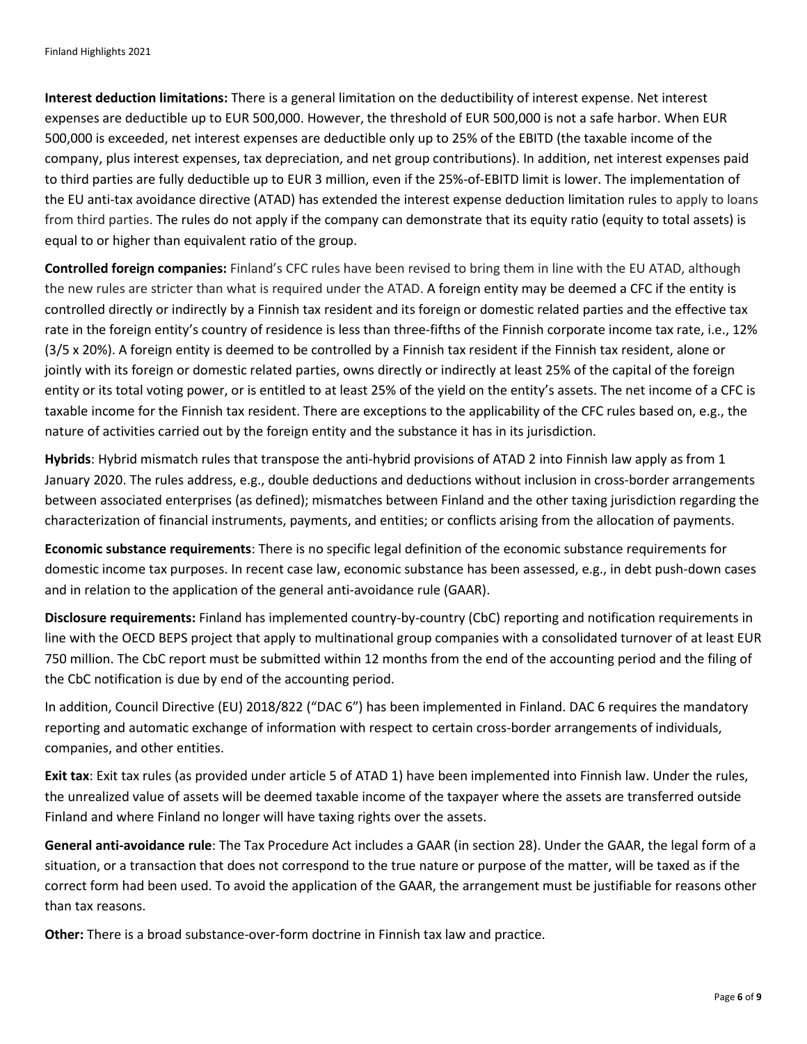**Interest deduction limitations:** There is a general limitation on the deductibility of interest expense. Net interest expenses are deductible up to EUR 500,000. However, the threshold of EUR 500,000 is not a safe harbor. When EUR 500,000 is exceeded, net interest expenses are deductible only up to 25% of the EBITD (the taxable income of the company, plus interest expenses, tax depreciation, and net group contributions). In addition, net interest expenses paid to third parties are fully deductible up to EUR 3 million, even if the 25%-of-EBITD limit is lower. The implementation of the EU anti-tax avoidance directive (ATAD) has extended the interest expense deduction limitation rules to apply to loans from third parties. The rules do not apply if the company can demonstrate that its equity ratio (equity to total assets) is equal to or higher than equivalent ratio of the group.

**Controlled foreign companies:** Finland's CFC rules have been revised to bring them in line with the EU ATAD, although the new rules are stricter than what is required under the ATAD. A foreign entity may be deemed a CFC if the entity is controlled directly or indirectly by a Finnish tax resident and its foreign or domestic related parties and the effective tax rate in the foreign entity's country of residence is less than three-fifths of the Finnish corporate income tax rate, i.e., 12% (3/5 x 20%). A foreign entity is deemed to be controlled by a Finnish tax resident if the Finnish tax resident, alone or jointly with its foreign or domestic related parties, owns directly or indirectly at least 25% of the capital of the foreign entity or its total voting power, or is entitled to at least 25% of the yield on the entity's assets. The net income of a CFC is taxable income for the Finnish tax resident. There are exceptions to the applicability of the CFC rules based on, e.g., the nature of activities carried out by the foreign entity and the substance it has in its jurisdiction.

**Hybrids**: Hybrid mismatch rules that transpose the anti-hybrid provisions of ATAD 2 into Finnish law apply as from 1 January 2020. The rules address, e.g., double deductions and deductions without inclusion in cross-border arrangements between associated enterprises (as defined); mismatches between Finland and the other taxing jurisdiction regarding the characterization of financial instruments, payments, and entities; or conflicts arising from the allocation of payments.

**Economic substance requirements**: There is no specific legal definition of the economic substance requirements for domestic income tax purposes. In recent case law, economic substance has been assessed, e.g., in debt push-down cases and in relation to the application of the general anti-avoidance rule (GAAR).

**Disclosure requirements:** Finland has implemented country-by-country (CbC) reporting and notification requirements in line with the OECD BEPS project that apply to multinational group companies with a consolidated turnover of at least EUR 750 million. The CbC report must be submitted within 12 months from the end of the accounting period and the filing of the CbC notification is due by end of the accounting period.

In addition, Council Directive (EU) 2018/822 ("DAC 6") has been implemented in Finland. DAC 6 requires the mandatory reporting and automatic exchange of information with respect to certain cross-border arrangements of individuals, companies, and other entities.

**Exit tax**: Exit tax rules (as provided under article 5 of ATAD 1) have been implemented into Finnish law. Under the rules, the unrealized value of assets will be deemed taxable income of the taxpayer where the assets are transferred outside Finland and where Finland no longer will have taxing rights over the assets.

**General anti-avoidance rule**: The Tax Procedure Act includes a GAAR (in section 28). Under the GAAR, the legal form of a situation, or a transaction that does not correspond to the true nature or purpose of the matter, will be taxed as if the correct form had been used. To avoid the application of the GAAR, the arrangement must be justifiable for reasons other than tax reasons.

**Other:** There is a broad substance-over-form doctrine in Finnish tax law and practice.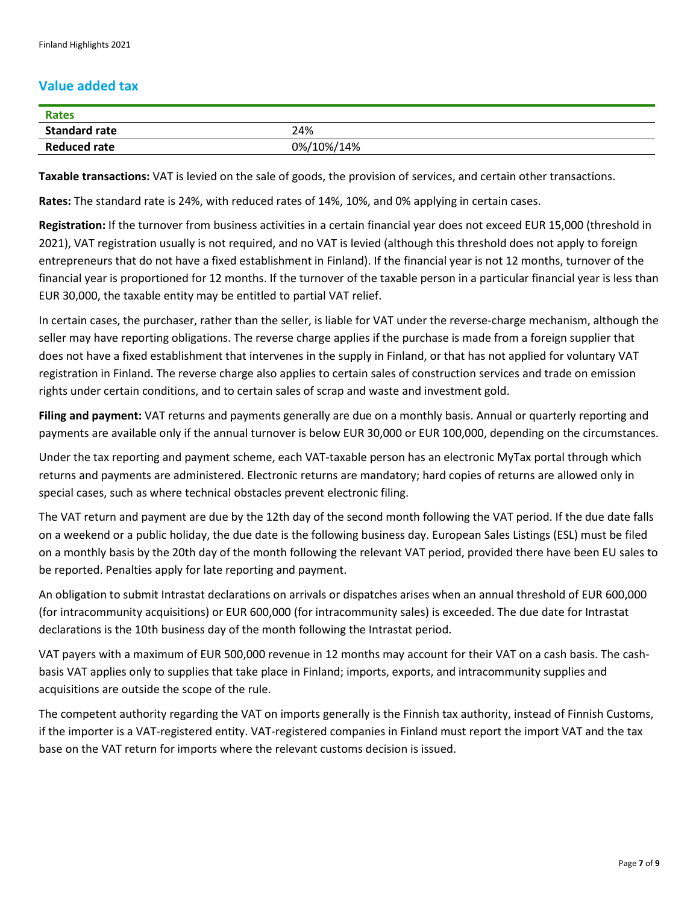## Value added tax

| Rates | |
|---|---|
| **Standard rate** | 24% |
| **Reduced rate** | 0%/10%/14% |

**Taxable transactions:** VAT is levied on the sale of goods, the provision of services, and certain other transactions.

**Rates:** The standard rate is 24%, with reduced rates of 14%, 10%, and 0% applying in certain cases.

**Registration:** If the turnover from business activities in a certain financial year does not exceed EUR 15,000 (threshold in 2021), VAT registration usually is not required, and no VAT is levied (although this threshold does not apply to foreign entrepreneurs that do not have a fixed establishment in Finland). If the financial year is not 12 months, turnover of the financial year is proportioned for 12 months. If the turnover of the taxable person in a particular financial year is less than EUR 30,000, the taxable entity may be entitled to partial VAT relief.

In certain cases, the purchaser, rather than the seller, is liable for VAT under the reverse-charge mechanism, although the seller may have reporting obligations. The reverse charge applies if the purchase is made from a foreign supplier that does not have a fixed establishment that intervenes in the supply in Finland, or that has not applied for voluntary VAT registration in Finland. The reverse charge also applies to certain sales of construction services and trade on emission rights under certain conditions, and to certain sales of scrap and waste and investment gold.

**Filing and payment:** VAT returns and payments generally are due on a monthly basis. Annual or quarterly reporting and payments are available only if the annual turnover is below EUR 30,000 or EUR 100,000, depending on the circumstances.

Under the tax reporting and payment scheme, each VAT-taxable person has an electronic MyTax portal through which returns and payments are administered. Electronic returns are mandatory; hard copies of returns are allowed only in special cases, such as where technical obstacles prevent electronic filing.

The VAT return and payment are due by the 12th day of the second month following the VAT period. If the due date falls on a weekend or a public holiday, the due date is the following business day. European Sales Listings (ESL) must be filed on a monthly basis by the 20th day of the month following the relevant VAT period, provided there have been EU sales to be reported. Penalties apply for late reporting and payment.

An obligation to submit Intrastat declarations on arrivals or dispatches arises when an annual threshold of EUR 600,000 (for intracommunity acquisitions) or EUR 600,000 (for intracommunity sales) is exceeded. The due date for Intrastat declarations is the 10th business day of the month following the Intrastat period.

VAT payers with a maximum of EUR 500,000 revenue in 12 months may account for their VAT on a cash basis. The cash-basis VAT applies only to supplies that take place in Finland; imports, exports, and intracommunity supplies and acquisitions are outside the scope of the rule.

The competent authority regarding the VAT on imports generally is the Finnish tax authority, instead of Finnish Customs, if the importer is a VAT-registered entity. VAT-registered companies in Finland must report the import VAT and the tax base on the VAT return for imports where the relevant customs decision is issued.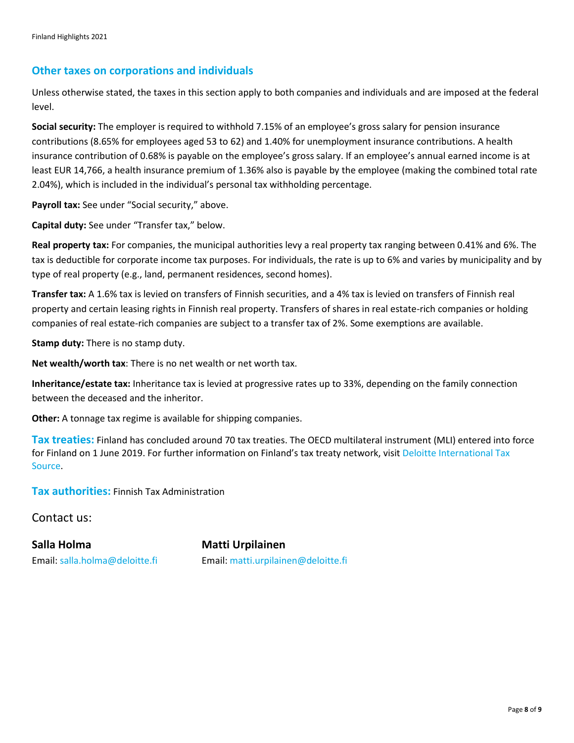## Other taxes on corporations and individuals

Unless otherwise stated, the taxes in this section apply to both companies and individuals and are imposed at the federal level.

**Social security:** The employer is required to withhold 7.15% of an employee's gross salary for pension insurance contributions (8.65% for employees aged 53 to 62) and 1.40% for unemployment insurance contributions. A health insurance contribution of 0.68% is payable on the employee's gross salary. If an employee's annual earned income is at least EUR 14,766, a health insurance premium of 1.36% also is payable by the employee (making the combined total rate 2.04%), which is included in the individual's personal tax withholding percentage.

**Payroll tax:** See under "Social security," above.

**Capital duty:** See under "Transfer tax," below.

**Real property tax:** For companies, the municipal authorities levy a real property tax ranging between 0.41% and 6%. The tax is deductible for corporate income tax purposes. For individuals, the rate is up to 6% and varies by municipality and by type of real property (e.g., land, permanent residences, second homes).

**Transfer tax:** A 1.6% tax is levied on transfers of Finnish securities, and a 4% tax is levied on transfers of Finnish real property and certain leasing rights in Finnish real property. Transfers of shares in real estate-rich companies or holding companies of real estate-rich companies are subject to a transfer tax of 2%. Some exemptions are available.

**Stamp duty:** There is no stamp duty.

**Net wealth/worth tax**: There is no net wealth or net worth tax.

**Inheritance/estate tax:** Inheritance tax is levied at progressive rates up to 33%, depending on the family connection between the deceased and the inheritor.

**Other:** A tonnage tax regime is available for shipping companies.

**Tax treaties:** Finland has concluded around 70 tax treaties. The OECD multilateral instrument (MLI) entered into force for Finland on 1 June 2019. For further information on Finland's tax treaty network, visit Deloitte International Tax Source.

**Tax authorities:** Finnish Tax Administration

Contact us:

**Salla Holma**
Email: salla.holma@deloitte.fi

**Matti Urpilainen**
Email: matti.urpilainen@deloitte.fi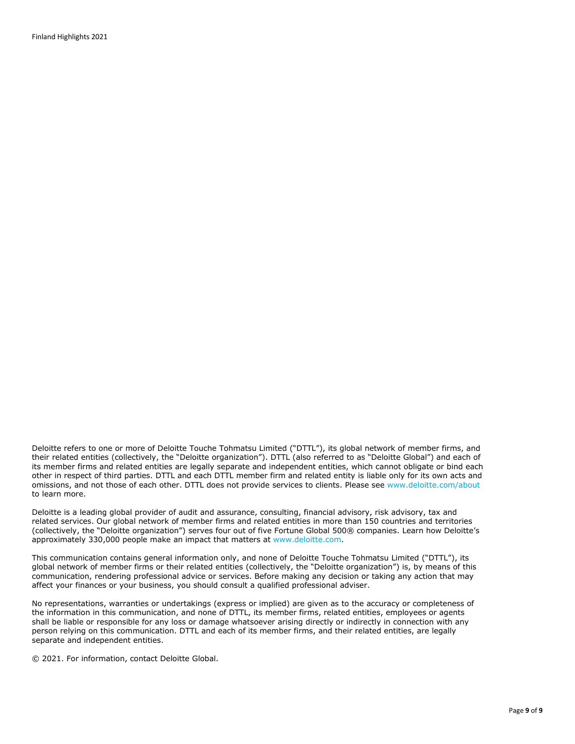Deloitte refers to one or more of Deloitte Touche Tohmatsu Limited ("DTTL"), its global network of member firms, and their related entities (collectively, the "Deloitte organization"). DTTL (also referred to as "Deloitte Global") and each of its member firms and related entities are legally separate and independent entities, which cannot obligate or bind each other in respect of third parties. DTTL and each DTTL member firm and related entity is liable only for its own acts and omissions, and not those of each other. DTTL does not provide services to clients. Please see www.deloitte.com/about to learn more.

Deloitte is a leading global provider of audit and assurance, consulting, financial advisory, risk advisory, tax and related services. Our global network of member firms and related entities in more than 150 countries and territories (collectively, the "Deloitte organization") serves four out of five Fortune Global 500® companies. Learn how Deloitte's approximately 330,000 people make an impact that matters at www.deloitte.com.

This communication contains general information only, and none of Deloitte Touche Tohmatsu Limited ("DTTL"), its global network of member firms or their related entities (collectively, the "Deloitte organization") is, by means of this communication, rendering professional advice or services. Before making any decision or taking any action that may affect your finances or your business, you should consult a qualified professional adviser.

No representations, warranties or undertakings (express or implied) are given as to the accuracy or completeness of the information in this communication, and none of DTTL, its member firms, related entities, employees or agents shall be liable or responsible for any loss or damage whatsoever arising directly or indirectly in connection with any person relying on this communication. DTTL and each of its member firms, and their related entities, are legally separate and independent entities.

© 2021. For information, contact Deloitte Global.